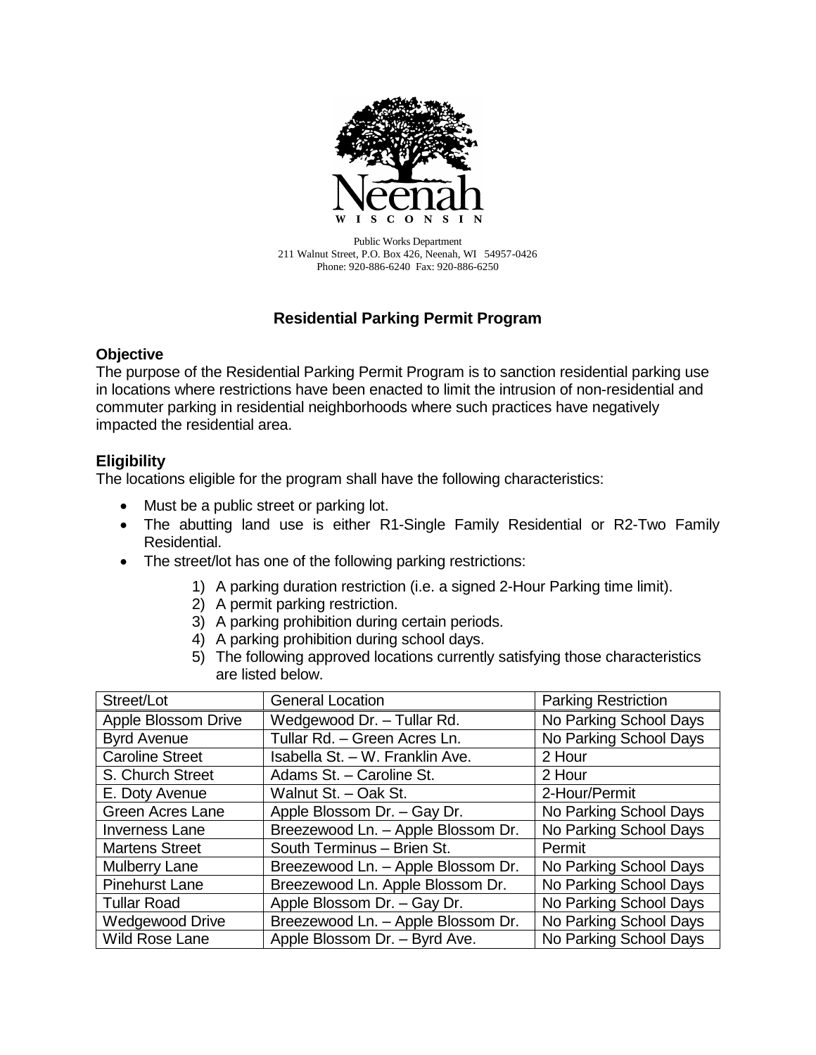Neenah
WISCONSIN

Public Works Department
211 Walnut Street, P.O. Box 426, Neenah, WI 54957-0426
Phone: 920-886-6240 Fax: 920-886-6250

# Residential Parking Permit Program

### Objective

The purpose of the Residential Parking Permit Program is to sanction residential parking use in locations where restrictions have been enacted to limit the intrusion of non-residential and commuter parking in residential neighborhoods where such practices have negatively impacted the residential area.

### Eligibility

The locations eligible for the program shall have the following characteristics:

- Must be a public street or parking lot.
- The abutting land use is either R1-Single Family Residential or R2-Two Family Residential.
- The street/lot has one of the following parking restrictions:
    1) A parking duration restriction (i.e. a signed 2-Hour Parking time limit).
    2) A permit parking restriction.
    3) A parking prohibition during certain periods.
    4) A parking prohibition during school days.
    5) The following approved locations currently satisfying those characteristics are listed below.

| Street/Lot | General Location | Parking Restriction |
|---|---|---|
| Apple Blossom Drive | Wedgewood Dr. – Tullar Rd. | No Parking School Days |
| Byrd Avenue | Tullar Rd. – Green Acres Ln. | No Parking School Days |
| Caroline Street | Isabella St. – W. Franklin Ave. | 2 Hour |
| S. Church Street | Adams St. – Caroline St. | 2 Hour |
| E. Doty Avenue | Walnut St. – Oak St. | 2-Hour/Permit |
| Green Acres Lane | Apple Blossom Dr. – Gay Dr. | No Parking School Days |
| Inverness Lane | Breezewood Ln. – Apple Blossom Dr. | No Parking School Days |
| Martens Street | South Terminus – Brien St. | Permit |
| Mulberry Lane | Breezewood Ln. – Apple Blossom Dr. | No Parking School Days |
| Pinehurst Lane | Breezewood Ln. Apple Blossom Dr. | No Parking School Days |
| Tullar Road | Apple Blossom Dr. – Gay Dr. | No Parking School Days |
| Wedgewood Drive | Breezewood Ln. – Apple Blossom Dr. | No Parking School Days |
| Wild Rose Lane | Apple Blossom Dr. – Byrd Ave. | No Parking School Days |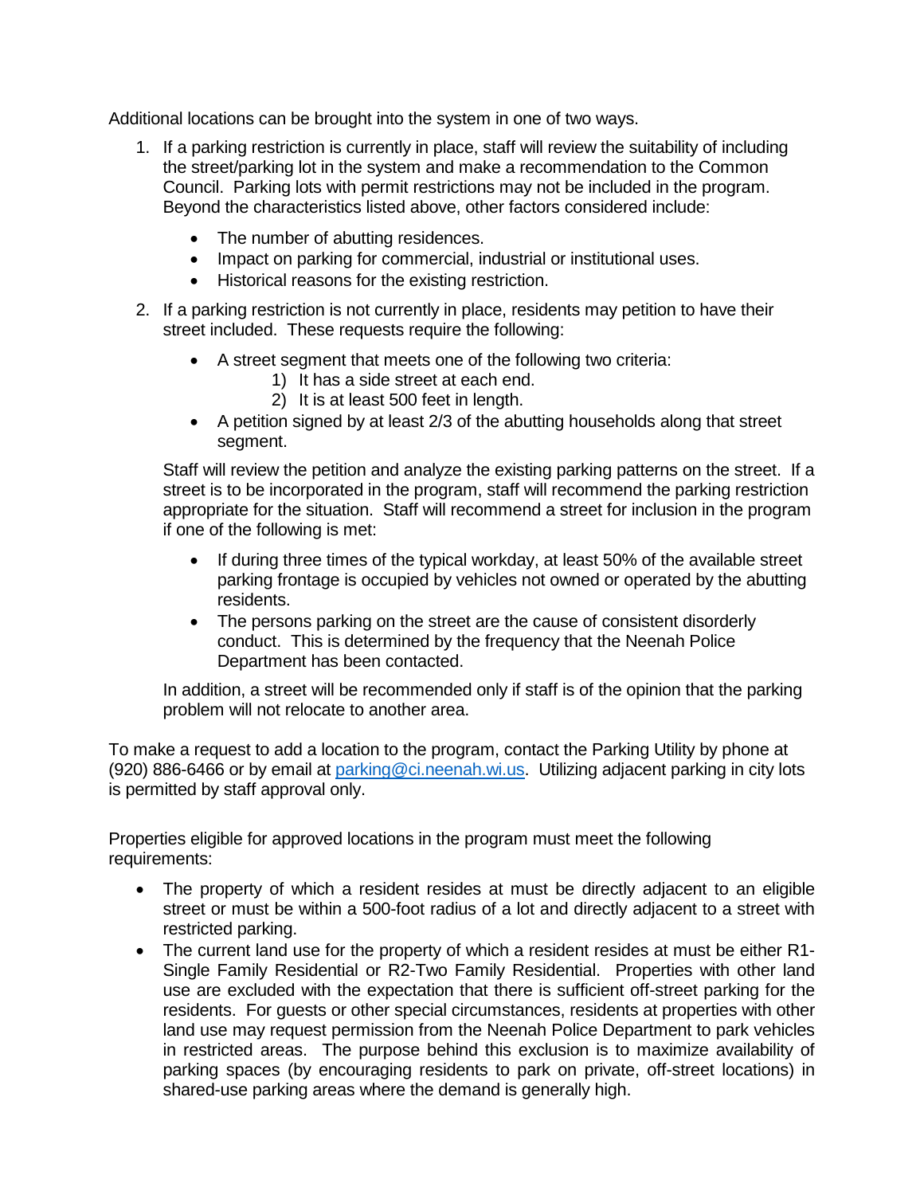Additional locations can be brought into the system in one of two ways.

1. If a parking restriction is currently in place, staff will review the suitability of including the street/parking lot in the system and make a recommendation to the Common Council. Parking lots with permit restrictions may not be included in the program. Beyond the characteristics listed above, other factors considered include:

   - The number of abutting residences.
   - Impact on parking for commercial, industrial or institutional uses.
   - Historical reasons for the existing restriction.

2. If a parking restriction is not currently in place, residents may petition to have their street included. These requests require the following:

   - A street segment that meets one of the following two criteria:
     1) It has a side street at each end.
     2) It is at least 500 feet in length.
   - A petition signed by at least 2/3 of the abutting households along that street segment.

   Staff will review the petition and analyze the existing parking patterns on the street. If a street is to be incorporated in the program, staff will recommend the parking restriction appropriate for the situation. Staff will recommend a street for inclusion in the program if one of the following is met:

   - If during three times of the typical workday, at least 50% of the available street parking frontage is occupied by vehicles not owned or operated by the abutting residents.
   - The persons parking on the street are the cause of consistent disorderly conduct. This is determined by the frequency that the Neenah Police Department has been contacted.

   In addition, a street will be recommended only if staff is of the opinion that the parking problem will not relocate to another area.

To make a request to add a location to the program, contact the Parking Utility by phone at (920) 886-6466 or by email at [parking@ci.neenah.wi.us](mailto:parking@ci.neenah.wi.us). Utilizing adjacent parking in city lots is permitted by staff approval only.

Properties eligible for approved locations in the program must meet the following requirements:

- The property of which a resident resides at must be directly adjacent to an eligible street or must be within a 500-foot radius of a lot and directly adjacent to a street with restricted parking.
- The current land use for the property of which a resident resides at must be either R1-Single Family Residential or R2-Two Family Residential. Properties with other land use are excluded with the expectation that there is sufficient off-street parking for the residents. For guests or other special circumstances, residents at properties with other land use may request permission from the Neenah Police Department to park vehicles in restricted areas. The purpose behind this exclusion is to maximize availability of parking spaces (by encouraging residents to park on private, off-street locations) in shared-use parking areas where the demand is generally high.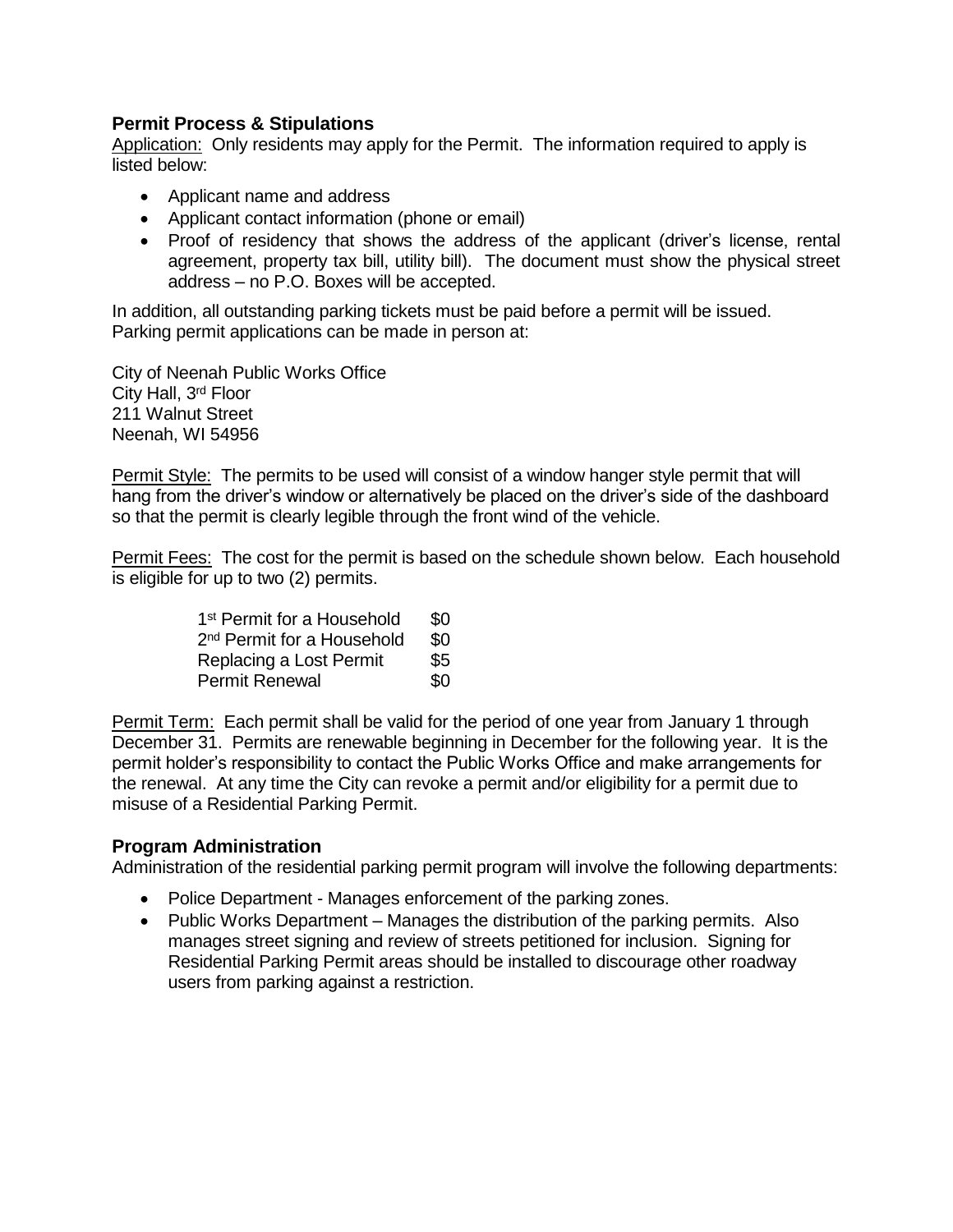## Permit Process & Stipulations

Application: Only residents may apply for the Permit. The information required to apply is listed below:

- Applicant name and address
- Applicant contact information (phone or email)
- Proof of residency that shows the address of the applicant (driver's license, rental agreement, property tax bill, utility bill). The document must show the physical street address – no P.O. Boxes will be accepted.

In addition, all outstanding parking tickets must be paid before a permit will be issued. Parking permit applications can be made in person at:

City of Neenah Public Works Office
City Hall, 3rd Floor
211 Walnut Street
Neenah, WI 54956

Permit Style: The permits to be used will consist of a window hanger style permit that will hang from the driver's window or alternatively be placed on the driver's side of the dashboard so that the permit is clearly legible through the front wind of the vehicle.

Permit Fees: The cost for the permit is based on the schedule shown below. Each household is eligible for up to two (2) permits.

| | |
|---|---|
| 1st Permit for a Household | $0 |
| 2nd Permit for a Household | $0 |
| Replacing a Lost Permit | $5 |
| Permit Renewal | $0 |

Permit Term: Each permit shall be valid for the period of one year from January 1 through December 31. Permits are renewable beginning in December for the following year. It is the permit holder's responsibility to contact the Public Works Office and make arrangements for the renewal. At any time the City can revoke a permit and/or eligibility for a permit due to misuse of a Residential Parking Permit.

## Program Administration

Administration of the residential parking permit program will involve the following departments:

- Police Department - Manages enforcement of the parking zones.
- Public Works Department – Manages the distribution of the parking permits. Also manages street signing and review of streets petitioned for inclusion. Signing for Residential Parking Permit areas should be installed to discourage other roadway users from parking against a restriction.